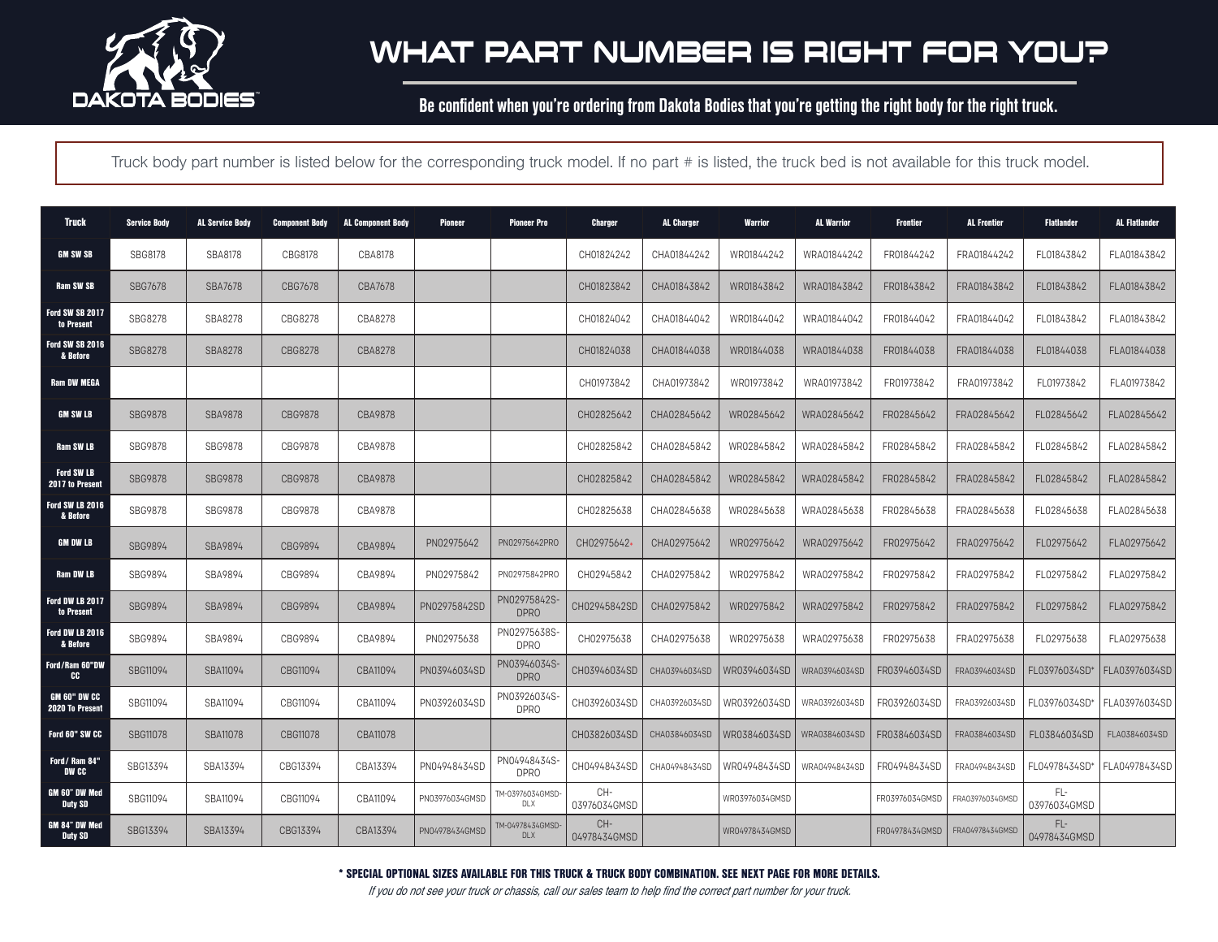DAKOTA BODIES™

# WHAT PART NUMBER IS RIGHT FOR YOU?

**Be confident when you're ordering from Dakota Bodies that you're getting the right body for the right truck.**

Truck body part number is listed below for the corresponding truck model. If no part # is listed, the truck bed is not available for this truck model.

| Truck | Service Body | AL Service Body | Component Body | AL Component Body | Pioneer | Pioneer Pro | Charger | AL Charger | Warrior | AL Warrior | Frontier | AL Frontier | Flatlander | AL Flatlander |
|---|---|---|---|---|---|---|---|---|---|---|---|---|---|---|
| GM SW SB | SBG8178 | SBA8178 | CBG8178 | CBA8178 | | | CH01824242 | CHA01844242 | WR01844242 | WRA01844242 | FR01844242 | FRA01844242 | FL01843842 | FLA01843842 |
| Ram SW SB | SBG7678 | SBA7678 | CBG7678 | CBA7678 | | | CH01823842 | CHA01843842 | WR01843842 | WRA01843842 | FR01843842 | FRA01843842 | FL01843842 | FLA01843842 |
| Ford SW SB 2017 to Present | SBG8278 | SBA8278 | CBG8278 | CBA8278 | | | CH01824042 | CHA01844042 | WR01844042 | WRA01844042 | FR01844042 | FRA01844042 | FL01843842 | FLA01843842 |
| Ford SW SB 2016 & Before | SBG8278 | SBA8278 | CBG8278 | CBA8278 | | | CH01824038 | CHA01844038 | WR01844038 | WRA01844038 | FR01844038 | FRA01844038 | FL01844038 | FLA01844038 |
| Ram DW MEGA | | | | | | | CH01973842 | CHA01973842 | WR01973842 | WRA01973842 | FR01973842 | FRA01973842 | FL01973842 | FLA01973842 |
| GM SW LB | SBG9878 | SBA9878 | CBG9878 | CBA9878 | | | CH02825642 | CHA02845642 | WR02845642 | WRA02845642 | FR02845642 | FRA02845642 | FL02845642 | FLA02845642 |
| Ram SW LB | SBG9878 | SBG9878 | CBG9878 | CBA9878 | | | CH02825842 | CHA02845842 | WR02845842 | WRA02845842 | FR02845842 | FRA02845842 | FL02845842 | FLA02845842 |
| Ford SW LB 2017 to Present | SBG9878 | SBG9878 | CBG9878 | CBA9878 | | | CH02825842 | CHA02845842 | WR02845842 | WRA02845842 | FR02845842 | FRA02845842 | FL02845842 | FLA02845842 |
| Ford SW LB 2016 & Before | SBG9878 | SBG9878 | CBG9878 | CBA9878 | | | CH02825638 | CHA02845638 | WR02845638 | WRA02845638 | FR02845638 | FRA02845638 | FL02845638 | FLA02845638 |
| GM DW LB | SBG9894 | SBA9894 | CBG9894 | CBA9894 | PN02975642 | PN02975642PRO | CH02975642* | CHA02975642 | WR02975642 | WRA02975642 | FR02975642 | FRA02975642 | FL02975642 | FLA02975642 |
| Ram DW LB | SBG9894 | SBA9894 | CBG9894 | CBA9894 | PN02975842 | PN02975842PRO | CH02945842 | CHA02975842 | WR02975842 | WRA02975842 | FR02975842 | FRA02975842 | FL02975842 | FLA02975842 |
| Ford DW LB 2017 to Present | SBG9894 | SBA9894 | CBG9894 | CBA9894 | PN02975842SD | PN02975842S-DPRO | CH02945842SD | CHA02975842 | WR02975842 | WRA02975842 | FR02975842 | FRA02975842 | FL02975842 | FLA02975842 |
| Ford DW LB 2016 & Before | SBG9894 | SBA9894 | CBG9894 | CBA9894 | PN02975638 | PN02975638S-DPRO | CH02975638 | CHA02975638 | WR02975638 | WRA02975638 | FR02975638 | FRA02975638 | FL02975638 | FLA02975638 |
| Ford/Ram 60"DW CC | SBG11094 | SBA11094 | CBG11094 | CBA11094 | PN03946034SD | PN03946034S-DPRO | CH03946034SD | CHA03946034SD | WR03946034SD | WRA03946034SD | FR03946034SD | FRA03946034SD | FL03976034SD* | FLA03976034SD |
| GM 60" DW CC 2020 To Present | SBG11094 | SBA11094 | CBG11094 | CBA11094 | PN03926034SD | PN03926034S-DPRO | CH03926034SD | CHA03926034SD | WR03926034SD | WRA03926034SD | FR03926034SD | FRA03926034SD | FL03976034SD* | FLA03976034SD |
| Ford 60" SW CC | SBG11078 | SBA11078 | CBG11078 | CBA11078 | | | CH03826034SD | CHA03846034SD | WR03846034SD | WRA03846034SD | FR03846034SD | FRA03846034SD | FL03846034SD | FLA03846034SD |
| Ford/ Ram 84" DW CC | SBG13394 | SBA13394 | CBG13394 | CBA13394 | PN04948434SD | PN04948434S-DPRO | CH04948434SD | CHA04948434SD | WR04948434SD | WRA04948434SD | FR04948434SD | FRA04948434SD | FL04978434SD* | FLA04978434SD |
| GM 60" DW Med Duty SD | SBG11094 | SBA11094 | CBG11094 | CBA11094 | PN03976034GMSD | TM-03976034GMSD-DLX | CH-03976034GMSD | | WR03976034GMSD | | FR03976034GMSD | FRA03976034GMSD | FL-03976034GMSD | |
| GM 84" DW Med Duty SD | SBG13394 | SBA13394 | CBG13394 | CBA13394 | PN04978434GMSD | TM-04978434GMSD-DLX | CH-04978434GMSD | | WR04978434GMSD | | FR04978434GMSD | FRA04978434GMSD | FL-04978434GMSD | |

**\* SPECIAL OPTIONAL SIZES AVAILABLE FOR THIS TRUCK & TRUCK BODY COMBINATION. SEE NEXT PAGE FOR MORE DETAILS.**

*If you do not see your truck or chassis, call our sales team to help find the correct part number for your truck.*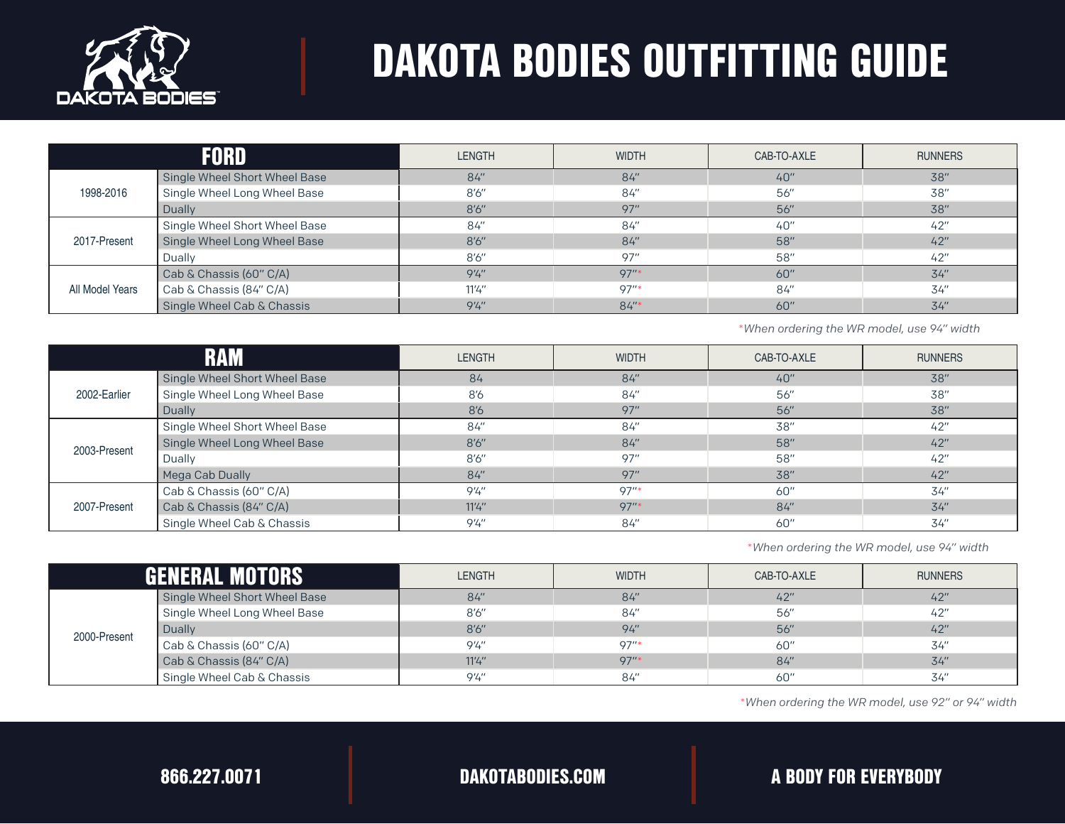# DAKOTA BODIES OUTFITTING GUIDE

| FORD | | LENGTH | WIDTH | CAB-TO-AXLE | RUNNERS |
|---|---|---|---|---|---|
| 1998-2016 | Single Wheel Short Wheel Base | 84″ | 84″ | 40″ | 38″ |
| | Single Wheel Long Wheel Base | 8′6″ | 84″ | 56″ | 38″ |
| | Dually | 8′6″ | 97″ | 56″ | 38″ |
| 2017-Present | Single Wheel Short Wheel Base | 84″ | 84″ | 40″ | 42″ |
| | Single Wheel Long Wheel Base | 8′6″ | 84″ | 58″ | 42″ |
| | Dually | 8′6″ | 97″ | 58″ | 42″ |
| All Model Years | Cab & Chassis (60″ C/A) | 9′4″ | 97″* | 60″ | 34″ |
| | Cab & Chassis (84″ C/A) | 11′4″ | 97″* | 84″ | 34″ |
| | Single Wheel Cab & Chassis | 9′4″ | 84″* | 60″ | 34″ |

*When ordering the WR model, use 94″ width

| RAM | | LENGTH | WIDTH | CAB-TO-AXLE | RUNNERS |
|---|---|---|---|---|---|
| 2002-Earlier | Single Wheel Short Wheel Base | 84 | 84″ | 40″ | 38″ |
| | Single Wheel Long Wheel Base | 8′6 | 84″ | 56″ | 38″ |
| | Dually | 8′6 | 97″ | 56″ | 38″ |
| 2003-Present | Single Wheel Short Wheel Base | 84″ | 84″ | 38″ | 42″ |
| | Single Wheel Long Wheel Base | 8′6″ | 84″ | 58″ | 42″ |
| | Dually | 8′6″ | 97″ | 58″ | 42″ |
| | Mega Cab Dually | 84″ | 97″ | 38″ | 42″ |
| 2007-Present | Cab & Chassis (60″ C/A) | 9′4″ | 97″* | 60″ | 34″ |
| | Cab & Chassis (84″ C/A) | 11′4″ | 97″* | 84″ | 34″ |
| | Single Wheel Cab & Chassis | 9′4″ | 84″ | 60″ | 34″ |

*When ordering the WR model, use 94″ width

| GENERAL MOTORS | | LENGTH | WIDTH | CAB-TO-AXLE | RUNNERS |
|---|---|---|---|---|---|
| 2000-Present | Single Wheel Short Wheel Base | 84″ | 84″ | 42″ | 42″ |
| | Single Wheel Long Wheel Base | 8′6″ | 84″ | 56″ | 42″ |
| | Dually | 8′6″ | 94″ | 56″ | 42″ |
| | Cab & Chassis (60″ C/A) | 9′4″ | 97″* | 60″ | 34″ |
| | Cab & Chassis (84″ C/A) | 11′4″ | 97″* | 84″ | 34″ |
| | Single Wheel Cab & Chassis | 9′4″ | 84″ | 60″ | 34″ |

*When ordering the WR model, use 92″ or 94″ width

866.227.0071 | DAKOTABODIES.COM | A BODY FOR EVERYBODY